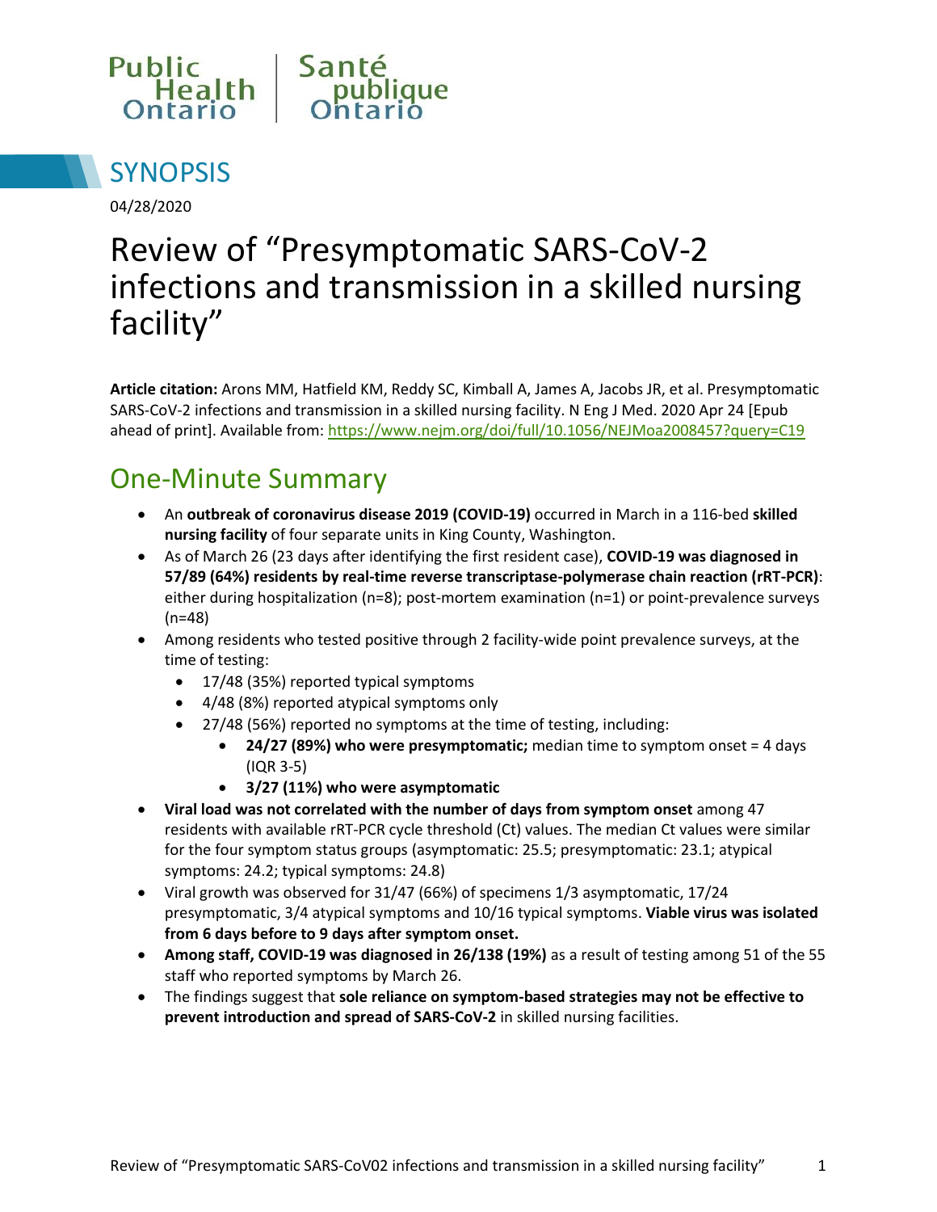Public Health Ontario | Santé publique Ontario

## SYNOPSIS

04/28/2020

# Review of "Presymptomatic SARS-CoV-2 infections and transmission in a skilled nursing facility"

**Article citation:** Arons MM, Hatfield KM, Reddy SC, Kimball A, James A, Jacobs JR, et al. Presymptomatic SARS-CoV-2 infections and transmission in a skilled nursing facility. N Eng J Med. 2020 Apr 24 [Epub ahead of print]. Available from: https://www.nejm.org/doi/full/10.1056/NEJMoa2008457?query=C19

## One-Minute Summary

- An **outbreak of coronavirus disease 2019 (COVID-19)** occurred in March in a 116-bed **skilled nursing facility** of four separate units in King County, Washington.
- As of March 26 (23 days after identifying the first resident case), **COVID-19 was diagnosed in 57/89 (64%) residents by real-time reverse transcriptase-polymerase chain reaction (rRT-PCR)**: either during hospitalization (n=8); post-mortem examination (n=1) or point-prevalence surveys (n=48)
- Among residents who tested positive through 2 facility-wide point prevalence surveys, at the time of testing:
  - 17/48 (35%) reported typical symptoms
  - 4/48 (8%) reported atypical symptoms only
  - 27/48 (56%) reported no symptoms at the time of testing, including:
    - **24/27 (89%) who were presymptomatic;** median time to symptom onset = 4 days (IQR 3-5)
    - **3/27 (11%) who were asymptomatic**
- **Viral load was not correlated with the number of days from symptom onset** among 47 residents with available rRT-PCR cycle threshold (Ct) values. The median Ct values were similar for the four symptom status groups (asymptomatic: 25.5; presymptomatic: 23.1; atypical symptoms: 24.2; typical symptoms: 24.8)
- Viral growth was observed for 31/47 (66%) of specimens 1/3 asymptomatic, 17/24 presymptomatic, 3/4 atypical symptoms and 10/16 typical symptoms. **Viable virus was isolated from 6 days before to 9 days after symptom onset.**
- **Among staff, COVID-19 was diagnosed in 26/138 (19%)** as a result of testing among 51 of the 55 staff who reported symptoms by March 26.
- The findings suggest that **sole reliance on symptom-based strategies may not be effective to prevent introduction and spread of SARS-CoV-2** in skilled nursing facilities.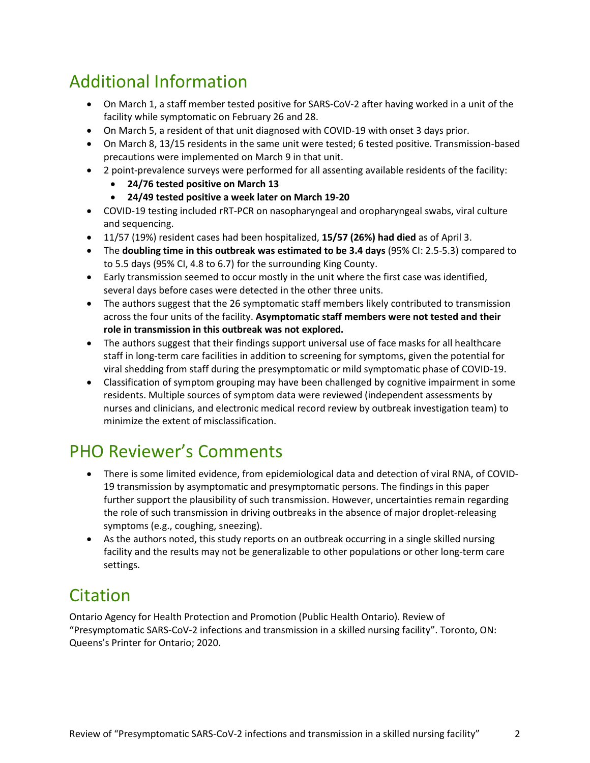## Additional Information

- On March 1, a staff member tested positive for SARS-CoV-2 after having worked in a unit of the facility while symptomatic on February 26 and 28.
- On March 5, a resident of that unit diagnosed with COVID-19 with onset 3 days prior.
- On March 8, 13/15 residents in the same unit were tested; 6 tested positive. Transmission-based precautions were implemented on March 9 in that unit.
- 2 point-prevalence surveys were performed for all assenting available residents of the facility:
    - **24/76 tested positive on March 13**
    - **24/49 tested positive a week later on March 19-20**
- COVID-19 testing included rRT-PCR on nasopharyngeal and oropharyngeal swabs, viral culture and sequencing.
- 11/57 (19%) resident cases had been hospitalized, **15/57 (26%) had died** as of April 3.
- The **doubling time in this outbreak was estimated to be 3.4 days** (95% CI: 2.5-5.3) compared to to 5.5 days (95% CI, 4.8 to 6.7) for the surrounding King County.
- Early transmission seemed to occur mostly in the unit where the first case was identified, several days before cases were detected in the other three units.
- The authors suggest that the 26 symptomatic staff members likely contributed to transmission across the four units of the facility. **Asymptomatic staff members were not tested and their role in transmission in this outbreak was not explored.**
- The authors suggest that their findings support universal use of face masks for all healthcare staff in long-term care facilities in addition to screening for symptoms, given the potential for viral shedding from staff during the presymptomatic or mild symptomatic phase of COVID-19.
- Classification of symptom grouping may have been challenged by cognitive impairment in some residents. Multiple sources of symptom data were reviewed (independent assessments by nurses and clinicians, and electronic medical record review by outbreak investigation team) to minimize the extent of misclassification.

## PHO Reviewer's Comments

- There is some limited evidence, from epidemiological data and detection of viral RNA, of COVID-19 transmission by asymptomatic and presymptomatic persons. The findings in this paper further support the plausibility of such transmission. However, uncertainties remain regarding the role of such transmission in driving outbreaks in the absence of major droplet-releasing symptoms (e.g., coughing, sneezing).
- As the authors noted, this study reports on an outbreak occurring in a single skilled nursing facility and the results may not be generalizable to other populations or other long-term care settings.

## Citation

Ontario Agency for Health Protection and Promotion (Public Health Ontario). Review of "Presymptomatic SARS-CoV-2 infections and transmission in a skilled nursing facility". Toronto, ON: Queens's Printer for Ontario; 2020.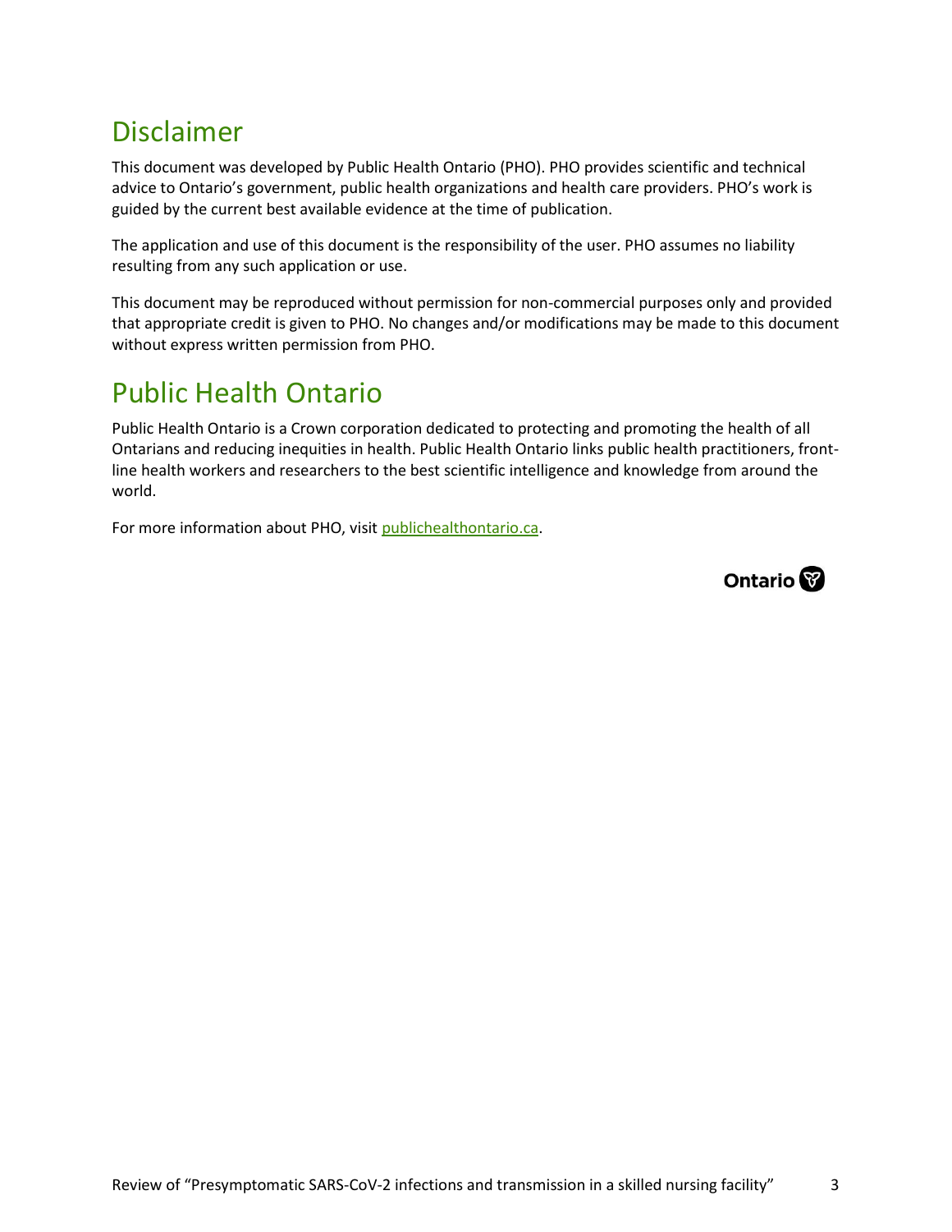# Disclaimer

This document was developed by Public Health Ontario (PHO). PHO provides scientific and technical advice to Ontario's government, public health organizations and health care providers. PHO's work is guided by the current best available evidence at the time of publication.

The application and use of this document is the responsibility of the user. PHO assumes no liability resulting from any such application or use.

This document may be reproduced without permission for non-commercial purposes only and provided that appropriate credit is given to PHO. No changes and/or modifications may be made to this document without express written permission from PHO.

# Public Health Ontario

Public Health Ontario is a Crown corporation dedicated to protecting and promoting the health of all Ontarians and reducing inequities in health. Public Health Ontario links public health practitioners, front-line health workers and researchers to the best scientific intelligence and knowledge from around the world.

For more information about PHO, visit [publichealthontario.ca](publichealthontario.ca).

Ontario